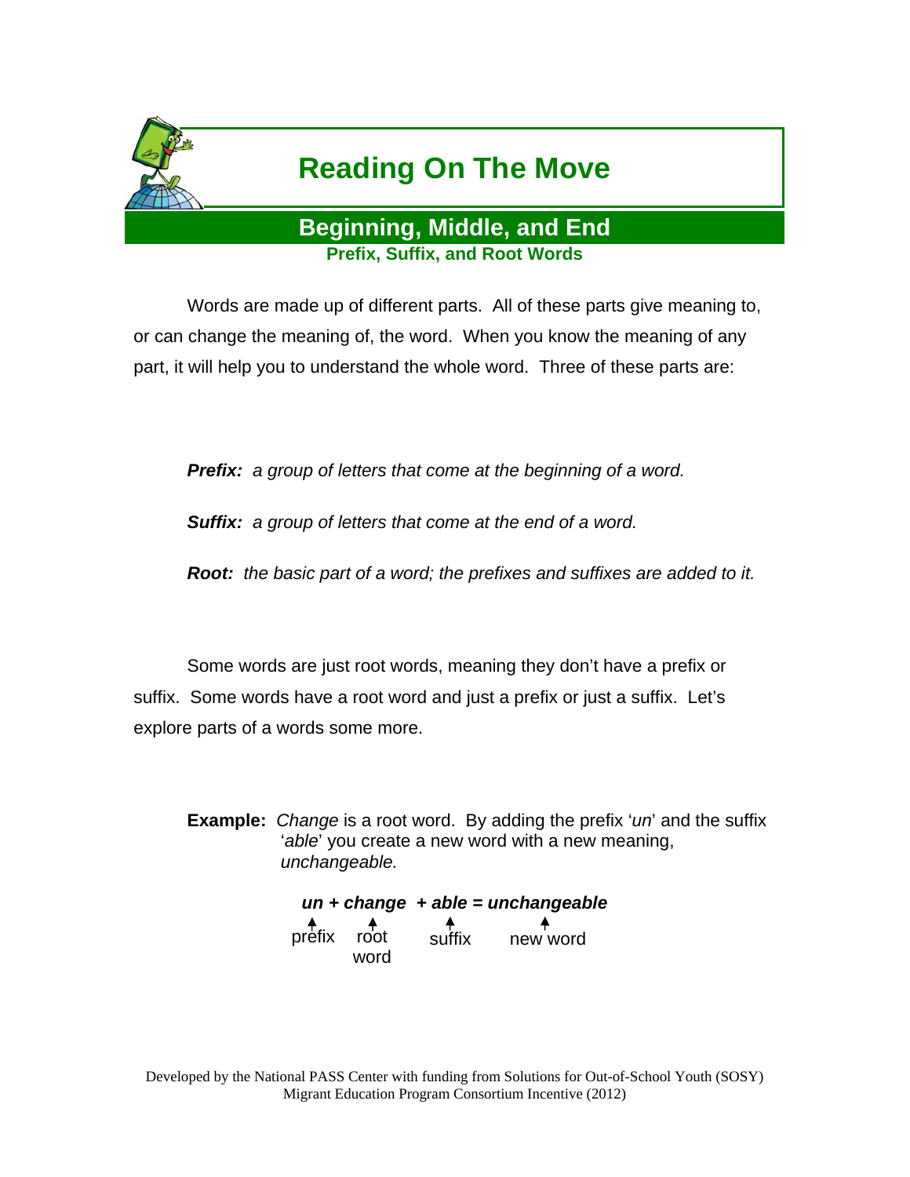# Reading On The Move

## Beginning, Middle, and End

### Prefix, Suffix, and Root Words

Words are made up of different parts. All of these parts give meaning to, or can change the meaning of, the word. When you know the meaning of any part, it will help you to understand the whole word. Three of these parts are:

***Prefix:*** *a group of letters that come at the beginning of a word.*

***Suffix:*** *a group of letters that come at the end of a word.*

***Root:*** *the basic part of a word; the prefixes and suffixes are added to it.*

Some words are just root words, meaning they don't have a prefix or suffix. Some words have a root word and just a prefix or just a suffix. Let's explore parts of a words some more.

**Example:** *Change* is a root word. By adding the prefix '*un*' and the suffix '*able*' you create a new word with a new meaning, *unchangeable.*

***un + change + able = unchangeable***

| un | change | able | unchangeable |
|---|---|---|---|
| prefix | root word | suffix | new word |

Developed by the National PASS Center with funding from Solutions for Out-of-School Youth (SOSY) Migrant Education Program Consortium Incentive (2012)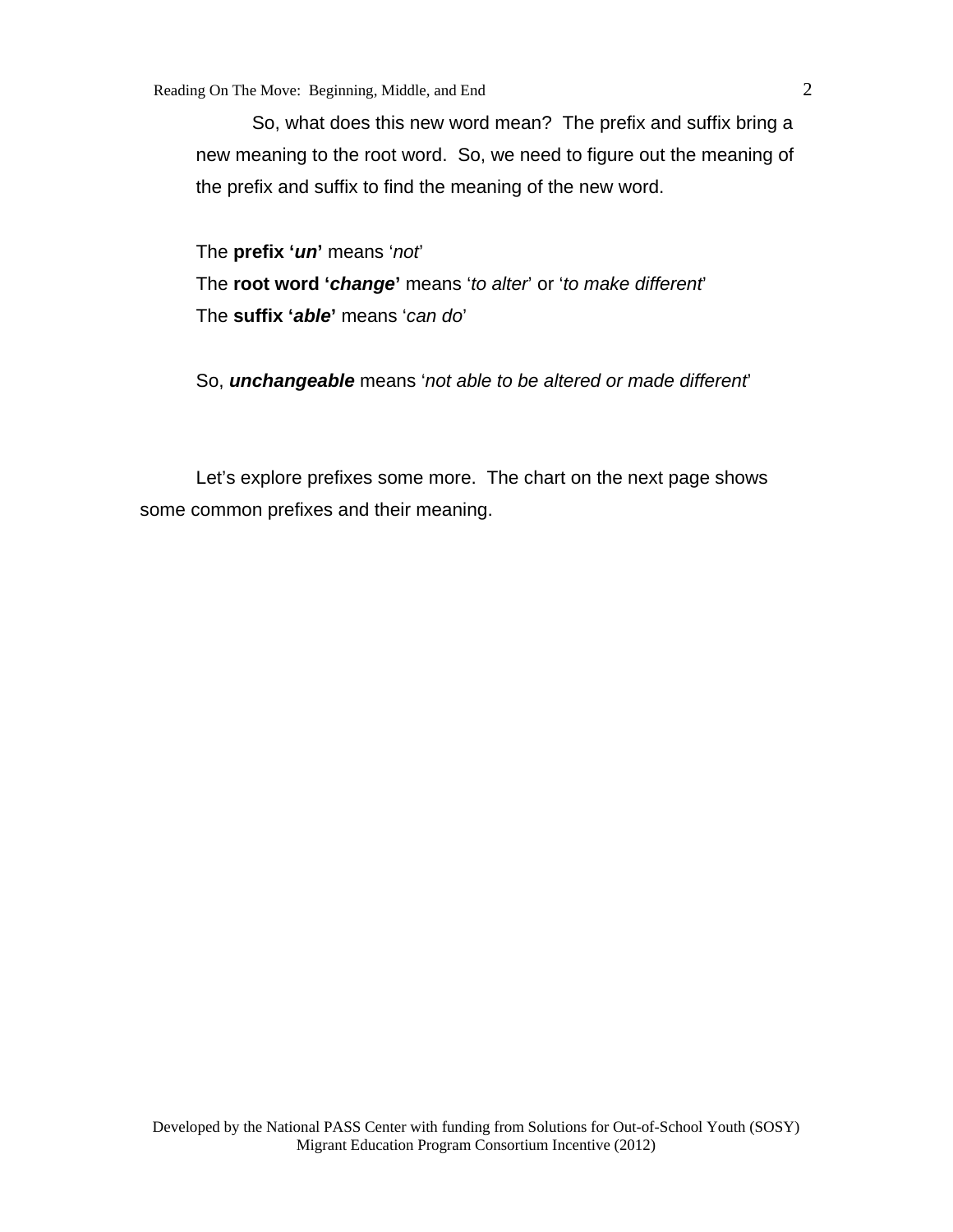So, what does this new word mean? The prefix and suffix bring a new meaning to the root word. So, we need to figure out the meaning of the prefix and suffix to find the meaning of the new word.

The **prefix '*un*'** means '*not*'
The **root word '*change*'** means '*to alter*' or '*to make different*'
The **suffix '*able*'** means '*can do*'

So, ***unchangeable*** means '*not able to be altered or made different*'

Let's explore prefixes some more. The chart on the next page shows some common prefixes and their meaning.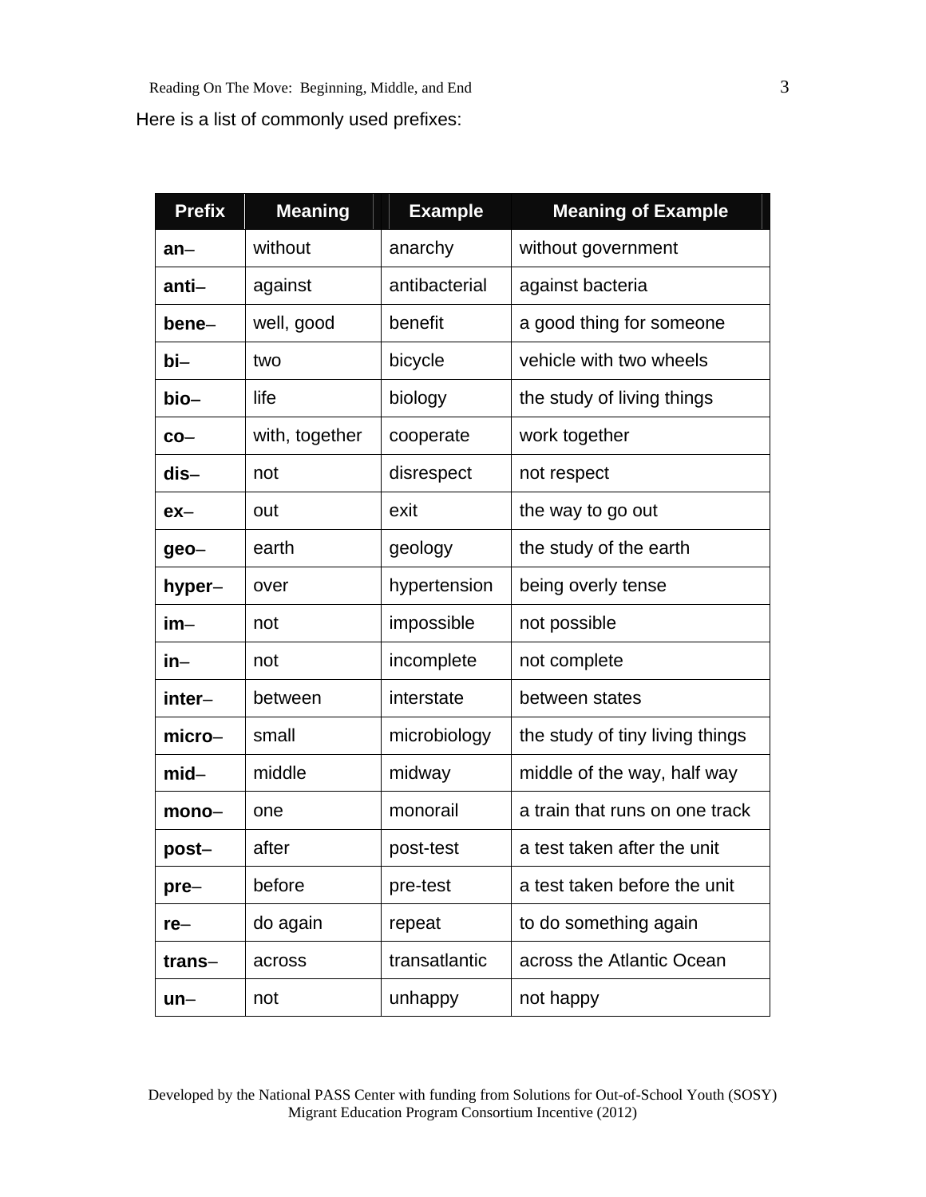Here is a list of commonly used prefixes:

| Prefix | Meaning | Example | Meaning of Example |
|---|---|---|---|
| **an**– | without | anarchy | without government |
| **anti**– | against | antibacterial | against bacteria |
| **bene**– | well, good | benefit | a good thing for someone |
| **bi**– | two | bicycle | vehicle with two wheels |
| **bio–** | life | biology | the study of living things |
| **co**– | with, together | cooperate | work together |
| **dis–** | not | disrespect | not respect |
| **ex**– | out | exit | the way to go out |
| **geo**– | earth | geology | the study of the earth |
| **hyper**– | over | hypertension | being overly tense |
| **im**– | not | impossible | not possible |
| **in**– | not | incomplete | not complete |
| **inter**– | between | interstate | between states |
| **micro**– | small | microbiology | the study of tiny living things |
| **mid**– | middle | midway | middle of the way, half way |
| **mono**– | one | monorail | a train that runs on one track |
| **post–** | after | post-test | a test taken after the unit |
| **pre**– | before | pre-test | a test taken before the unit |
| **re**– | do again | repeat | to do something again |
| **trans**– | across | transatlantic | across the Atlantic Ocean |
| **un**– | not | unhappy | not happy |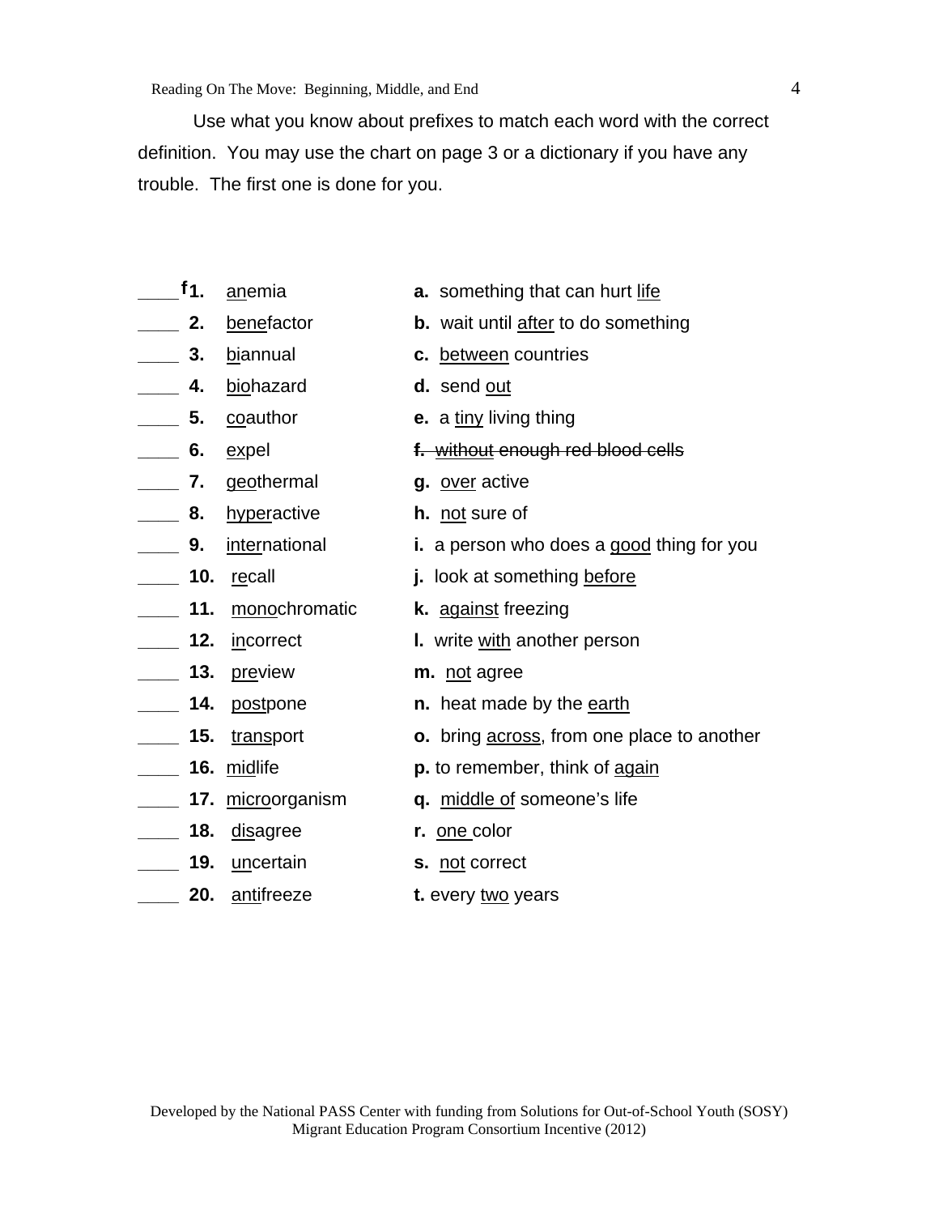Use what you know about prefixes to match each word with the correct definition. You may use the chart on page 3 or a dictionary if you have any trouble. The first one is done for you.

| | Word | | Definition |
|---|---|---|---|
| f | **1.** <u>an</u>emia | | **a.** something that can hurt <u>life</u> |
| ____ | **2.** <u>bene</u>factor | | **b.** wait until <u>after</u> to do something |
| ____ | **3.** <u>bi</u>annual | | **c.** <u>between</u> countries |
| ____ | **4.** <u>bio</u>hazard | | **d.** send <u>out</u> |
| ____ | **5.** <u>co</u>author | | **e.** a <u>tiny</u> living thing |
| ____ | **6.** <u>ex</u>pel | | ~~**f.** without enough red blood cells~~ |
| ____ | **7.** <u>geo</u>thermal | | **g.** <u>over</u> active |
| ____ | **8.** <u>hyper</u>active | | **h.** <u>not</u> sure of |
| ____ | **9.** <u>inter</u>national | | **i.** a person who does a <u>good</u> thing for you |
| ____ | **10.** <u>re</u>call | | **j.** look at something <u>before</u> |
| ____ | **11.** <u>mono</u>chromatic | | **k.** <u>against</u> freezing |
| ____ | **12.** <u>in</u>correct | | **l.** write <u>with</u> another person |
| ____ | **13.** <u>pre</u>view | | **m.** <u>not</u> agree |
| ____ | **14.** <u>post</u>pone | | **n.** heat made by the <u>earth</u> |
| ____ | **15.** <u>trans</u>port | | **o.** bring <u>across</u>, from one place to another |
| ____ | **16.** <u>mid</u>life | | **p.** to remember, think of <u>again</u> |
| ____ | **17.** <u>micro</u>organism | | **q.** <u>middle of</u> someone's life |
| ____ | **18.** <u>dis</u>agree | | **r.** <u>one</u> color |
| ____ | **19.** <u>un</u>certain | | **s.** <u>not</u> correct |
| ____ | **20.** <u>anti</u>freeze | | **t.** every <u>two</u> years |

Developed by the National PASS Center with funding from Solutions for Out-of-School Youth (SOSY) Migrant Education Program Consortium Incentive (2012)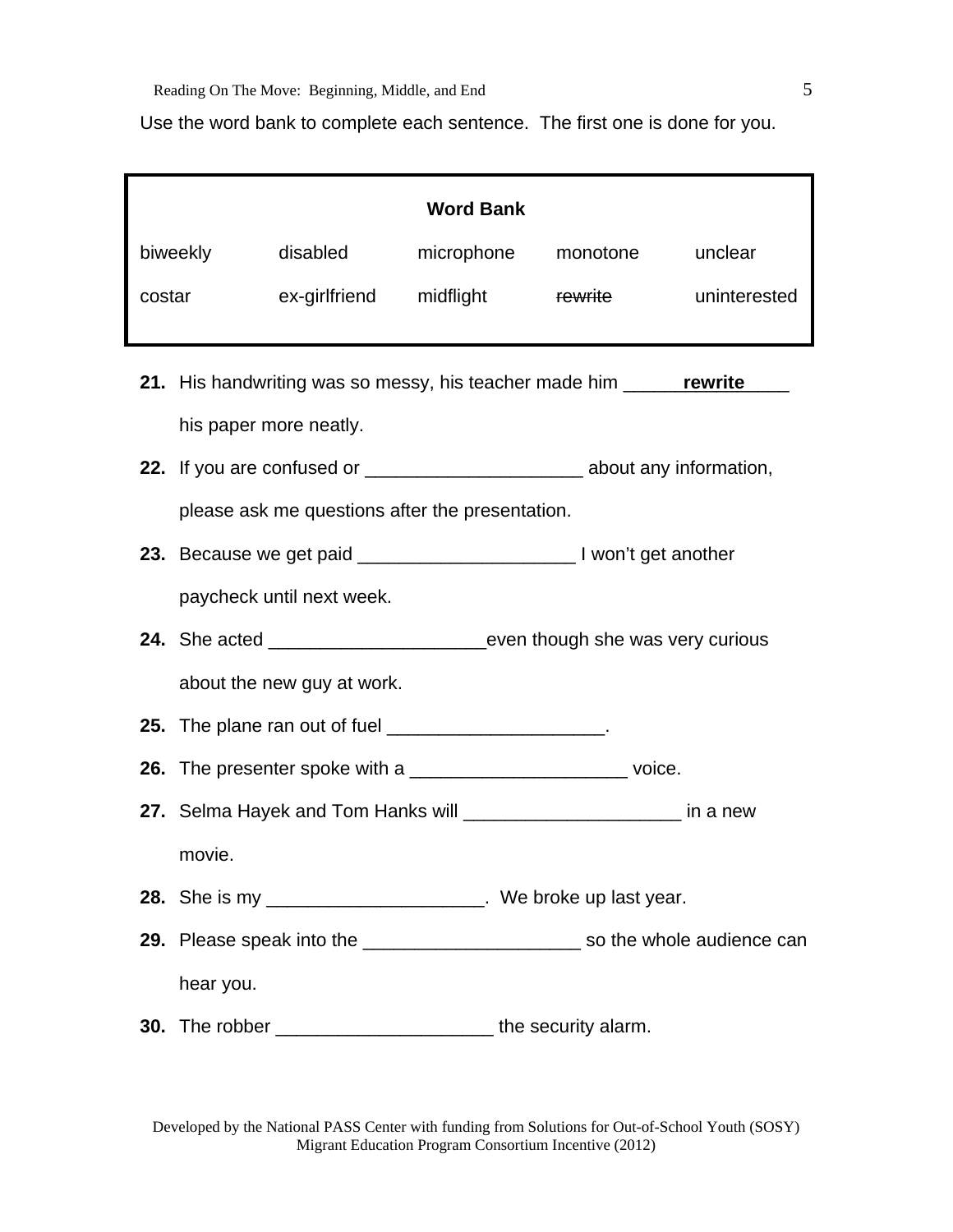Use the word bank to complete each sentence. The first one is done for you.

| **Word Bank** | | | | |
|---|---|---|---|---|
| biweekly | disabled | microphone | monotone | unclear |
| costar | ex-girlfriend | midflight | ~~rewrite~~ | uninterested |

**21.** His handwriting was so messy, his teacher made him ______**rewrite**_____ his paper more neatly.

**22.** If you are confused or _____________________ about any information, please ask me questions after the presentation.

**23.** Because we get paid _____________________ I won't get another paycheck until next week.

**24.** She acted _____________________even though she was very curious about the new guy at work.

**25.** The plane ran out of fuel _____________________.

**26.** The presenter spoke with a _____________________ voice.

**27.** Selma Hayek and Tom Hanks will _____________________ in a new movie.

**28.** She is my _____________________. We broke up last year.

**29.** Please speak into the _____________________ so the whole audience can hear you.

**30.** The robber _____________________ the security alarm.

Developed by the National PASS Center with funding from Solutions for Out-of-School Youth (SOSY) Migrant Education Program Consortium Incentive (2012)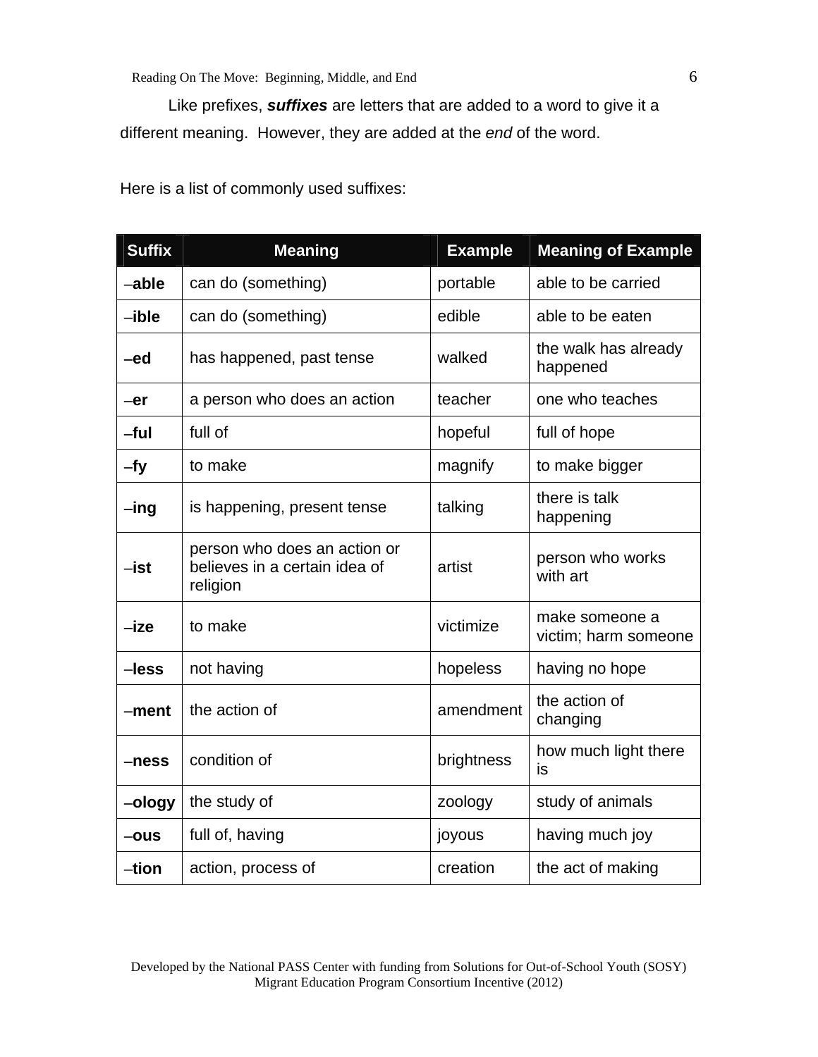Like prefixes, ***suffixes*** are letters that are added to a word to give it a different meaning. However, they are added at the *end* of the word.

Here is a list of commonly used suffixes:

| Suffix | Meaning | Example | Meaning of Example |
|---|---|---|---|
| –**able** | can do (something) | portable | able to be carried |
| –**ible** | can do (something) | edible | able to be eaten |
| –**ed** | has happened, past tense | walked | the walk has already happened |
| –**er** | a person who does an action | teacher | one who teaches |
| –**ful** | full of | hopeful | full of hope |
| –**fy** | to make | magnify | to make bigger |
| –**ing** | is happening, present tense | talking | there is talk happening |
| –**ist** | person who does an action or believes in a certain idea of religion | artist | person who works with art |
| –**ize** | to make | victimize | make someone a victim; harm someone |
| –**less** | not having | hopeless | having no hope |
| –**ment** | the action of | amendment | the action of changing |
| –**ness** | condition of | brightness | how much light there is |
| –**ology** | the study of | zoology | study of animals |
| –**ous** | full of, having | joyous | having much joy |
| –**tion** | action, process of | creation | the act of making |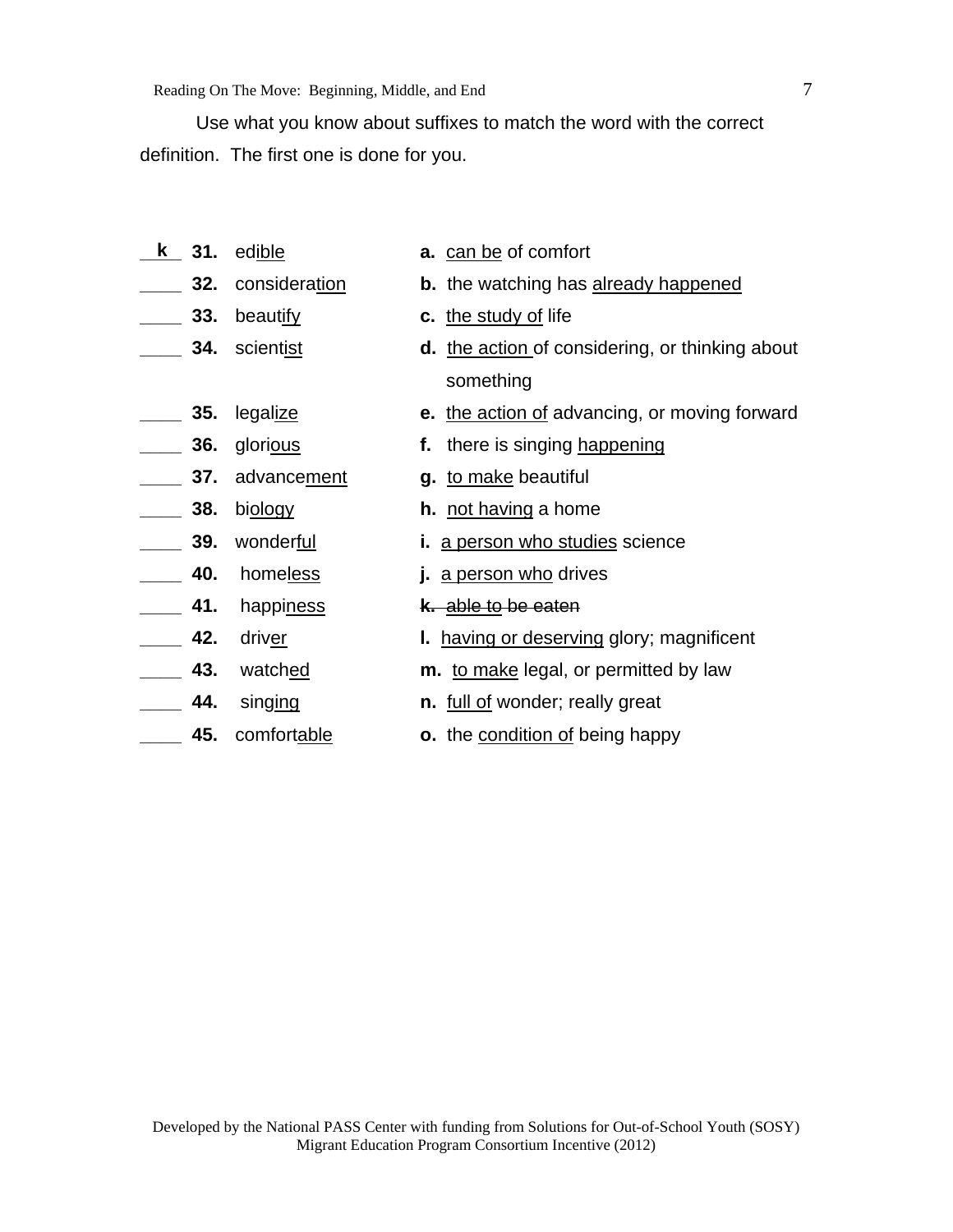Use what you know about suffixes to match the word with the correct definition. The first one is done for you.

| | | Word | Definition |
|---|---|---|---|
| k | **31.** | ed<u>ible</u> | **a.** <u>can be</u> of comfort |
| ____ | **32.** | considera<u>tion</u> | **b.** the watching has <u>already happened</u> |
| ____ | **33.** | beaut<u>ify</u> | **c.** <u>the study of</u> life |
| ____ | **34.** | scient<u>ist</u> | **d.** <u>the action</u> of considering, or thinking about something |
| ____ | **35.** | legal<u>ize</u> | **e.** <u>the action of</u> advancing, or moving forward |
| ____ | **36.** | glori<u>ous</u> | **f.** there is singing <u>happening</u> |
| ____ | **37.** | advance<u>ment</u> | **g.** <u>to make</u> beautiful |
| ____ | **38.** | bi<u>ology</u> | **h.** <u>not having</u> a home |
| ____ | **39.** | wonder<u>ful</u> | **i.** <u>a person who studies</u> science |
| ____ | **40.** | home<u>less</u> | **j.** <u>a person who</u> drives |
| ____ | **41.** | happi<u>ness</u> | ~~**k.** able to be eaten~~ |
| ____ | **42.** | driv<u>er</u> | **l.** <u>having or deserving</u> glory; magnificent |
| ____ | **43.** | watch<u>ed</u> | **m.** <u>to make</u> legal, or permitted by law |
| ____ | **44.** | sing<u>ing</u> | **n.** <u>full of</u> wonder; really great |
| ____ | **45.** | comfort<u>able</u> | **o.** the <u>condition of</u> being happy |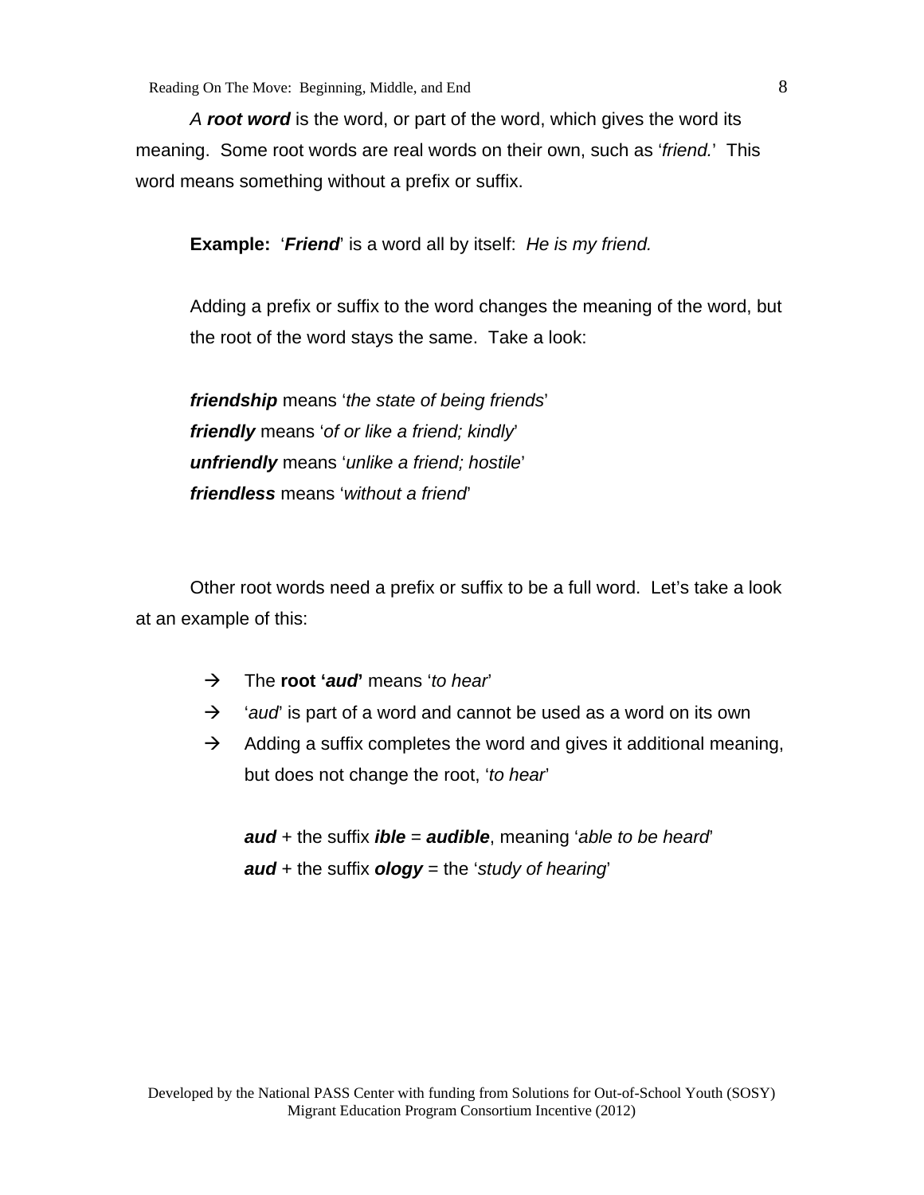*A **root word*** is the word, or part of the word, which gives the word its meaning. Some root words are real words on their own, such as '*friend.*' This word means something without a prefix or suffix.

**Example:** '***Friend***' is a word all by itself: *He is my friend.*

Adding a prefix or suffix to the word changes the meaning of the word, but the root of the word stays the same. Take a look:

***friendship*** means '*the state of being friends*'
***friendly*** means '*of or like a friend; kindly*'
***unfriendly*** means '*unlike a friend; hostile*'
***friendless*** means '*without a friend*'

Other root words need a prefix or suffix to be a full word. Let's take a look at an example of this:

- → The **root '*aud*'** means '*to hear*'
- → '*aud*' is part of a word and cannot be used as a word on its own
- → Adding a suffix completes the word and gives it additional meaning, but does not change the root, '*to hear*'

  ***aud*** + the suffix ***ible*** = ***audible***, meaning '*able to be heard*'
  ***aud*** + the suffix ***ology*** = the '*study of hearing*'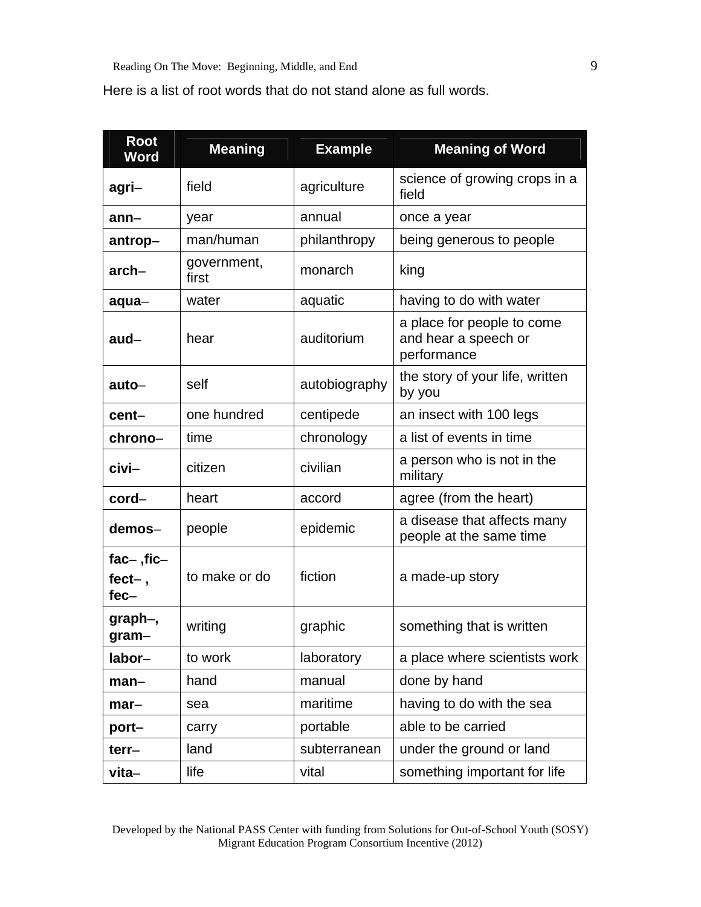Here is a list of root words that do not stand alone as full words.

| Root Word | Meaning | Example | Meaning of Word |
|---|---|---|---|
| **agri**– | field | agriculture | science of growing crops in a field |
| **ann**– | year | annual | once a year |
| **antrop**– | man/human | philanthropy | being generous to people |
| **arch**– | government, first | monarch | king |
| **aqua**– | water | aquatic | having to do with water |
| **aud**– | hear | auditorium | a place for people to come and hear a speech or performance |
| **auto**– | self | autobiography | the story of your life, written by you |
| **cent**– | one hundred | centipede | an insect with 100 legs |
| **chrono**– | time | chronology | a list of events in time |
| **civi**– | citizen | civilian | a person who is not in the military |
| **cord**– | heart | accord | agree (from the heart) |
| **demos**– | people | epidemic | a disease that affects many people at the same time |
| **fac– ,fic– fect– , fec–** | to make or do | fiction | a made-up story |
| **graph–, gram–** | writing | graphic | something that is written |
| **labor**– | to work | laboratory | a place where scientists work |
| **man**– | hand | manual | done by hand |
| **mar**– | sea | maritime | having to do with the sea |
| **port–** | carry | portable | able to be carried |
| **terr**– | land | subterranean | under the ground or land |
| **vita**– | life | vital | something important for life |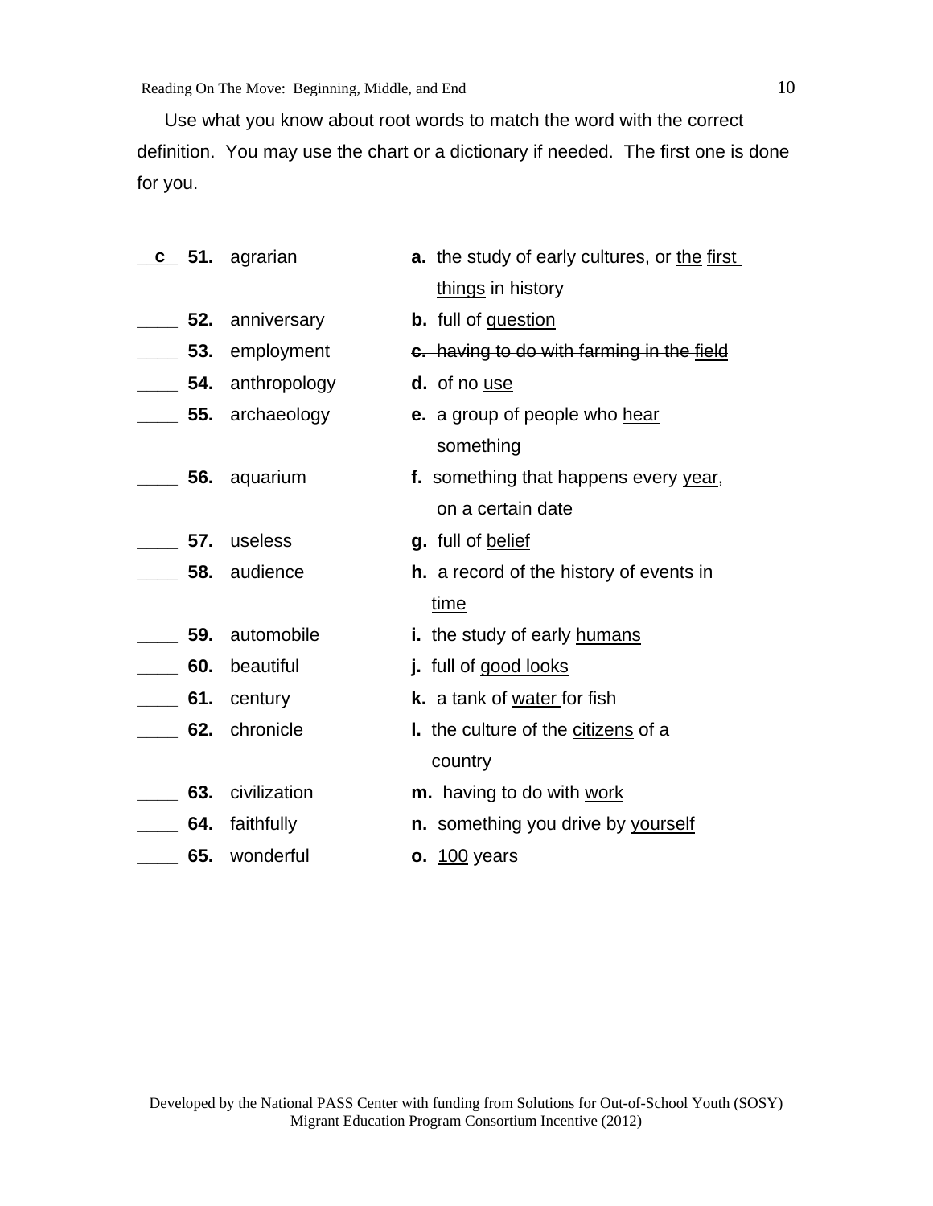Use what you know about root words to match the word with the correct definition. You may use the chart or a dictionary if needed. The first one is done for you.

| | | | |
|---|---|---|---|
| __c__ | **51.** | agrarian | **a.** the study of early cultures, or <u>the first things</u> in history |
| ____ | **52.** | anniversary | **b.** full of <u>question</u> |
| ____ | **53.** | employment | ~~**c.** having to do with farming in the <u>field</u>~~ |
| ____ | **54.** | anthropology | **d.** of no <u>use</u> |
| ____ | **55.** | archaeology | **e.** a group of people who <u>hear</u> something |
| ____ | **56.** | aquarium | **f.** something that happens every <u>year</u>, on a certain date |
| ____ | **57.** | useless | **g.** full of <u>belief</u> |
| ____ | **58.** | audience | **h.** a record of the history of events in <u>time</u> |
| ____ | **59.** | automobile | **i.** the study of early <u>humans</u> |
| ____ | **60.** | beautiful | **j.** full of <u>good looks</u> |
| ____ | **61.** | century | **k.** a tank of <u>water</u> for fish |
| ____ | **62.** | chronicle | **l.** the culture of the <u>citizens</u> of a country |
| ____ | **63.** | civilization | **m.** having to do with <u>work</u> |
| ____ | **64.** | faithfully | **n.** something you drive by <u>yourself</u> |
| ____ | **65.** | wonderful | **o.** <u>100</u> years |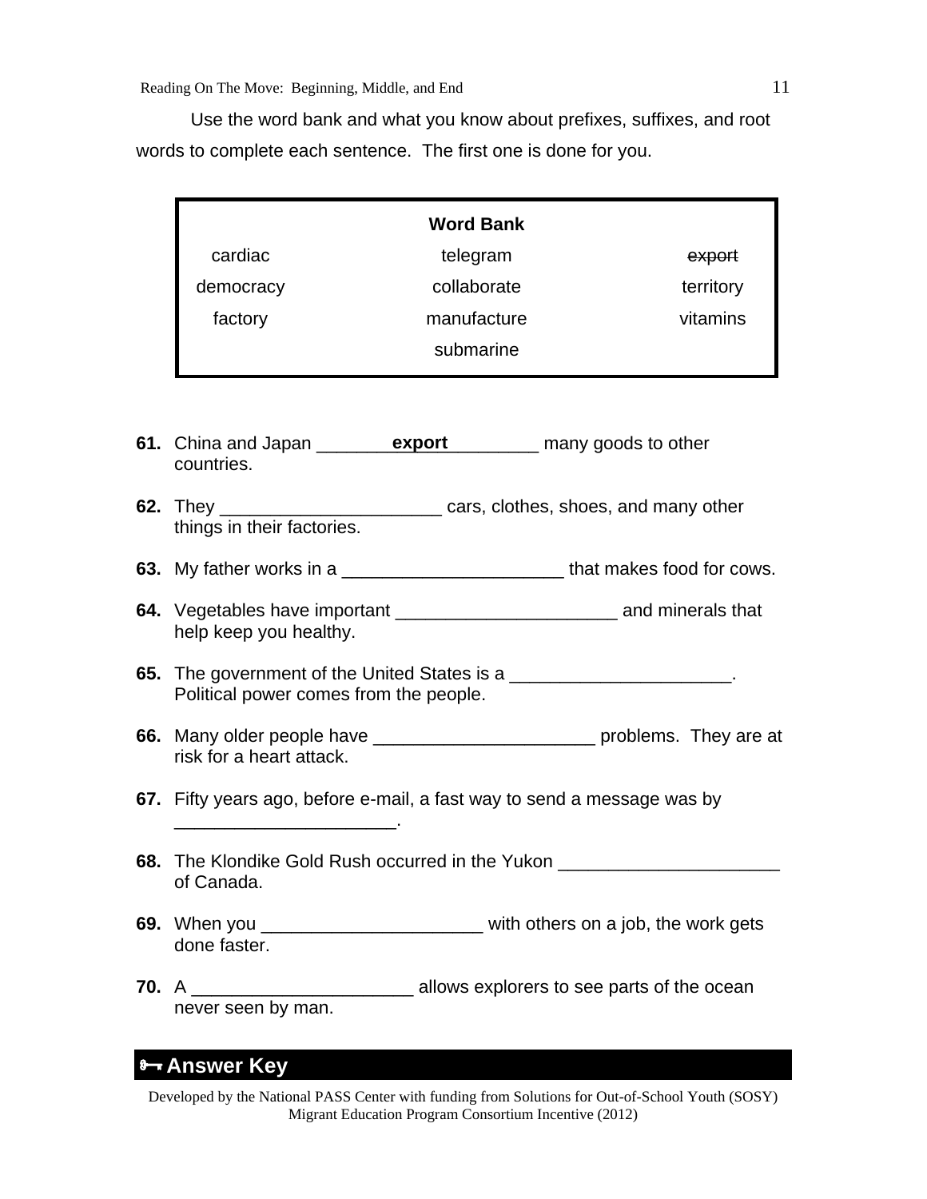Use the word bank and what you know about prefixes, suffixes, and root words to complete each sentence. The first one is done for you.

| Word Bank | | |
|---|---|---|
| cardiac | telegram | ~~export~~ |
| democracy | collaborate | territory |
| factory | manufacture | vitamins |
| | submarine | |

**61.** China and Japan ________**export**_________ many goods to other countries.

**62.** They ______________________ cars, clothes, shoes, and many other things in their factories.

**63.** My father works in a ______________________ that makes food for cows.

**64.** Vegetables have important ______________________ and minerals that help keep you healthy.

**65.** The government of the United States is a ______________________. Political power comes from the people.

**66.** Many older people have ______________________ problems. They are at risk for a heart attack.

**67.** Fifty years ago, before e-mail, a fast way to send a message was by ______________________.

**68.** The Klondike Gold Rush occurred in the Yukon ______________________ of Canada.

**69.** When you ______________________ with others on a job, the work gets done faster.

**70.** A ______________________ allows explorers to see parts of the ocean never seen by man.

**Answer Key**

Developed by the National PASS Center with funding from Solutions for Out-of-School Youth (SOSY) Migrant Education Program Consortium Incentive (2012)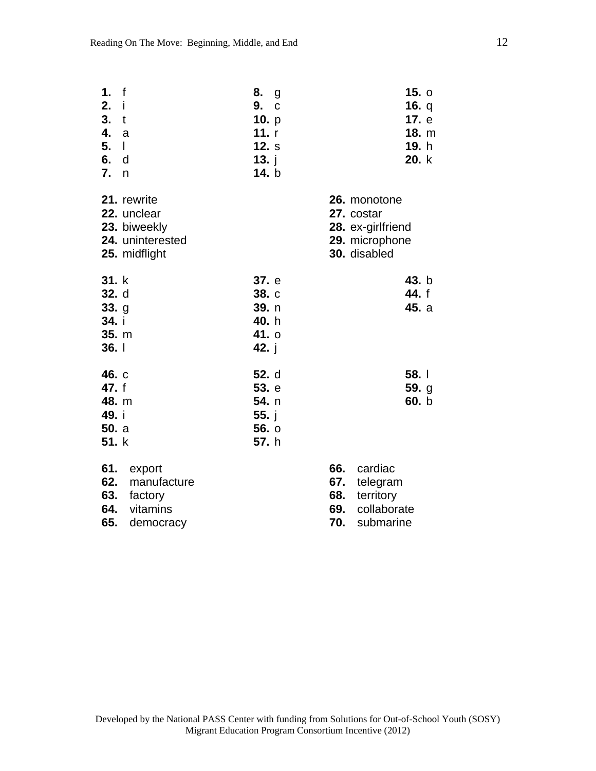**1.** f
**2.** i
**3.** t
**4.** a
**5.** l
**6.** d
**7.** n
**8.** g
**9.** c
**10.** p
**11.** r
**12.** s
**13.** j
**14.** b
**15.** o
**16.** q
**17.** e
**18.** m
**19.** h
**20.** k

**21.** rewrite
**22.** unclear
**23.** biweekly
**24.** uninterested
**25.** midflight
**26.** monotone
**27.** costar
**28.** ex-girlfriend
**29.** microphone
**30.** disabled

**31.** k
**32.** d
**33.** g
**34.** i
**35.** m
**36.** l
**37.** e
**38.** c
**39.** n
**40.** h
**41.** o
**42.** j
**43.** b
**44.** f
**45.** a

**46.** c
**47.** f
**48.** m
**49.** i
**50.** a
**51.** k
**52.** d
**53.** e
**54.** n
**55.** j
**56.** o
**57.** h
**58.** l
**59.** g
**60.** b

**61.** export
**62.** manufacture
**63.** factory
**64.** vitamins
**65.** democracy
**66.** cardiac
**67.** telegram
**68.** territory
**69.** collaborate
**70.** submarine